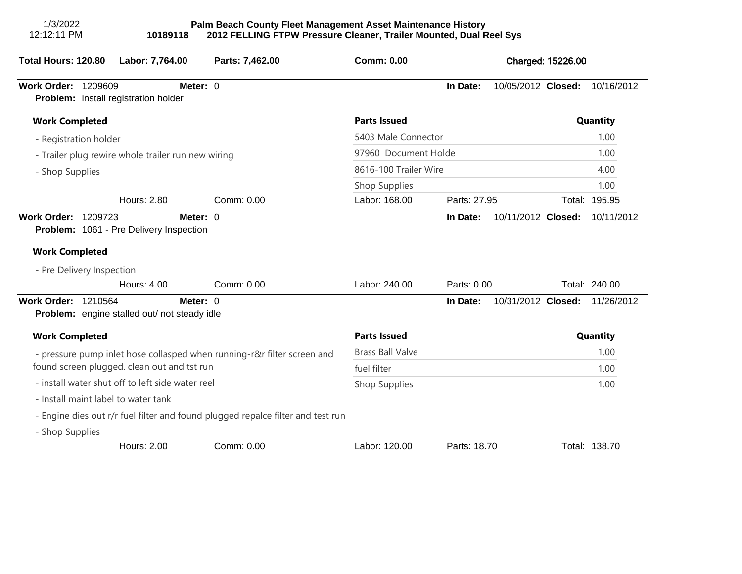1/3/2022
12:12:11 PM

# Palm Beach County Fleet Management Asset Maintenance History

## 10189118 2012 FELLING FTPW Pressure Cleaner, Trailer Mounted, Dual Reel Sys

**Total Hours: 120.80** | **Labor: 7,764.00** | **Parts: 7,462.00** | **Comm: 0.00** | **Charged: 15226.00**

---

**Work Order:** 1209609 **Meter:** 0 **In Date:** 10/05/2012 **Closed:** 10/16/2012

**Problem:** install registration holder

**Work Completed**

- Registration holder
- Trailer plug rewire whole trailer run new wiring
- Shop Supplies

| Parts Issued | Quantity |
|---|---|
| 5403 Male Connector | 1.00 |
| 97960 Document Holde | 1.00 |
| 8616-100 Trailer Wire | 4.00 |
| Shop Supplies | 1.00 |

Hours: 2.80 Comm: 0.00 Labor: 168.00 Parts: 27.95 Total: 195.95

---

**Work Order:** 1209723 **Meter:** 0 **In Date:** 10/11/2012 **Closed:** 10/11/2012

**Problem:** 1061 - Pre Delivery Inspection

**Work Completed**

- Pre Delivery Inspection

Hours: 4.00 Comm: 0.00 Labor: 240.00 Parts: 0.00 Total: 240.00

---

**Work Order:** 1210564 **Meter:** 0 **In Date:** 10/31/2012 **Closed:** 11/26/2012

**Problem:** engine stalled out/ not steady idle

**Work Completed**

- pressure pump inlet hose collasped when running-r&r filter screen and found screen plugged. clean out and tst run
- install water shut off to left side water reel
- Install maint label to water tank
- Engine dies out r/r fuel filter and found plugged repalce filter and test run
- Shop Supplies

| Parts Issued | Quantity |
|---|---|
| Brass Ball Valve | 1.00 |
| fuel filter | 1.00 |
| Shop Supplies | 1.00 |

Hours: 2.00 Comm: 0.00 Labor: 120.00 Parts: 18.70 Total: 138.70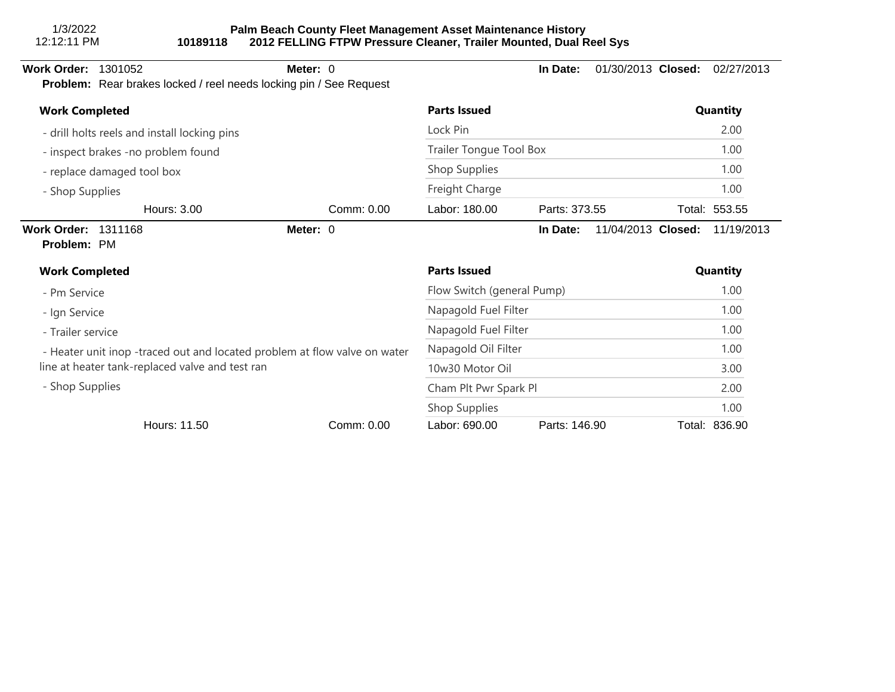# Palm Beach County Fleet Management Asset Maintenance History

**10189118** **2012 FELLING FTPW Pressure Cleaner, Trailer Mounted, Dual Reel Sys**

---

**Work Order:** 1301052 **Meter:** 0 **In Date:** 01/30/2013 **Closed:** 02/27/2013

**Problem:** Rear brakes locked / reel needs locking pin / See Request

**Work Completed**

- drill holts reels and install locking pins
- inspect brakes -no problem found
- replace damaged tool box
- Shop Supplies

| Parts Issued | Quantity |
|---|---|
| Lock Pin | 2.00 |
| Trailer Tongue Tool Box | 1.00 |
| Shop Supplies | 1.00 |
| Freight Charge | 1.00 |

Hours: 3.00 Comm: 0.00 Labor: 180.00 Parts: 373.55 Total: 553.55

---

**Work Order:** 1311168 **Meter:** 0 **In Date:** 11/04/2013 **Closed:** 11/19/2013

**Problem:** PM

**Work Completed**

- Pm Service
- Ign Service
- Trailer service
- Heater unit inop -traced out and located problem at flow valve on water line at heater tank-replaced valve and test ran
- Shop Supplies

| Parts Issued | Quantity |
|---|---|
| Flow Switch (general Pump) | 1.00 |
| Napagold Fuel Filter | 1.00 |
| Napagold Fuel Filter | 1.00 |
| Napagold Oil Filter | 1.00 |
| 10w30 Motor Oil | 3.00 |
| Cham Plt Pwr Spark Pl | 2.00 |
| Shop Supplies | 1.00 |

Hours: 11.50 Comm: 0.00 Labor: 690.00 Parts: 146.90 Total: 836.90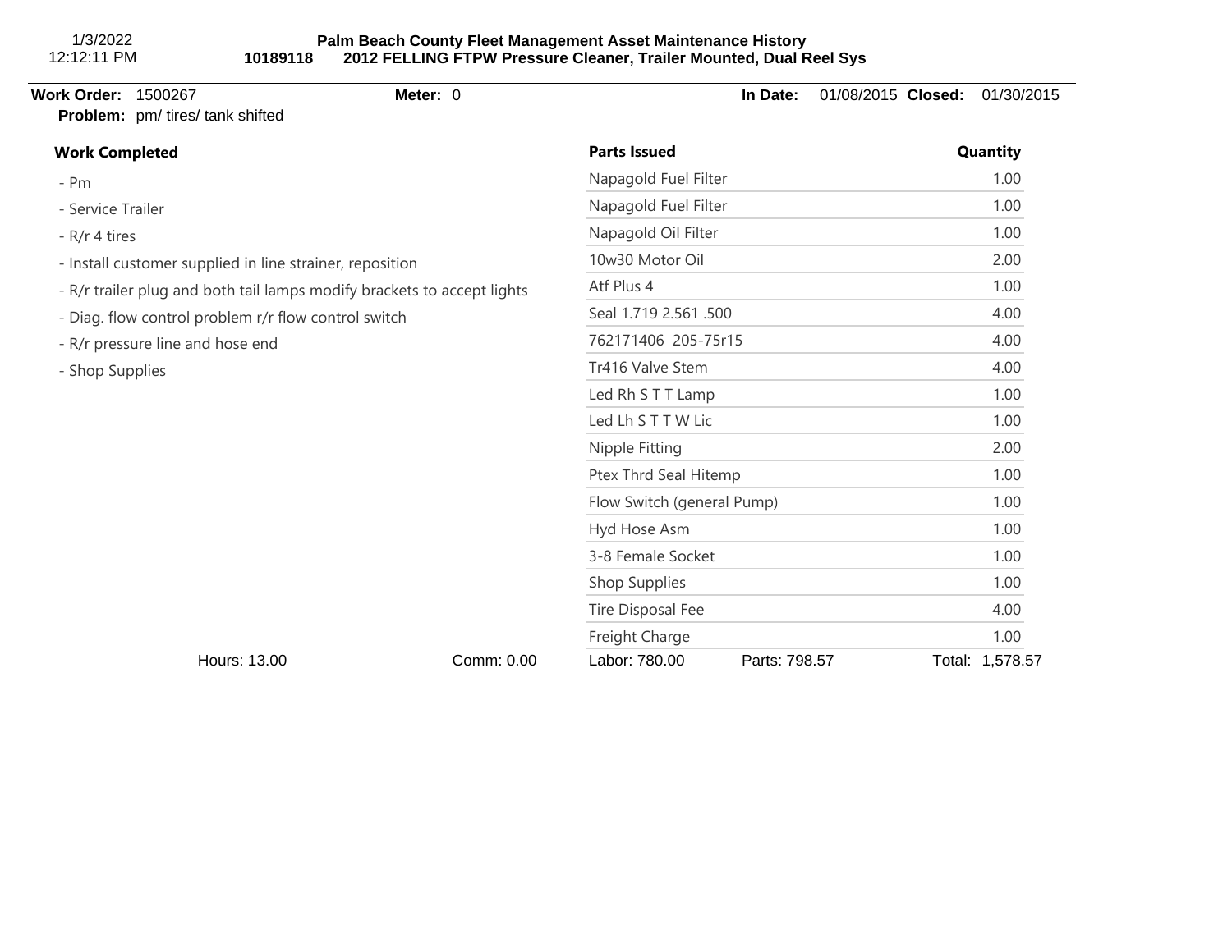**Palm Beach County Fleet Management Asset Maintenance History**
**10189118 2012 FELLING FTPW Pressure Cleaner, Trailer Mounted, Dual Reel Sys**

**Work Order:** 1500267 **Meter:** 0 **In Date:** 01/08/2015 **Closed:** 01/30/2015

**Problem:** pm/ tires/ tank shifted

**Work Completed**

- Pm
- Service Trailer
- R/r 4 tires
- Install customer supplied in line strainer, reposition
- R/r trailer plug and both tail lamps modify brackets to accept lights
- Diag. flow control problem r/r flow control switch
- R/r pressure line and hose end
- Shop Supplies

| Parts Issued | Quantity |
|---|---|
| Napagold Fuel Filter | 1.00 |
| Napagold Fuel Filter | 1.00 |
| Napagold Oil Filter | 1.00 |
| 10w30 Motor Oil | 2.00 |
| Atf Plus 4 | 1.00 |
| Seal 1.719 2.561 .500 | 4.00 |
| 762171406 205-75r15 | 4.00 |
| Tr416 Valve Stem | 4.00 |
| Led Rh S T T Lamp | 1.00 |
| Led Lh S T T W Lic | 1.00 |
| Nipple Fitting | 2.00 |
| Ptex Thrd Seal Hitemp | 1.00 |
| Flow Switch (general Pump) | 1.00 |
| Hyd Hose Asm | 1.00 |
| 3-8 Female Socket | 1.00 |
| Shop Supplies | 1.00 |
| Tire Disposal Fee | 4.00 |
| Freight Charge | 1.00 |

Hours: 13.00 Comm: 0.00 Labor: 780.00 Parts: 798.57 Total: 1,578.57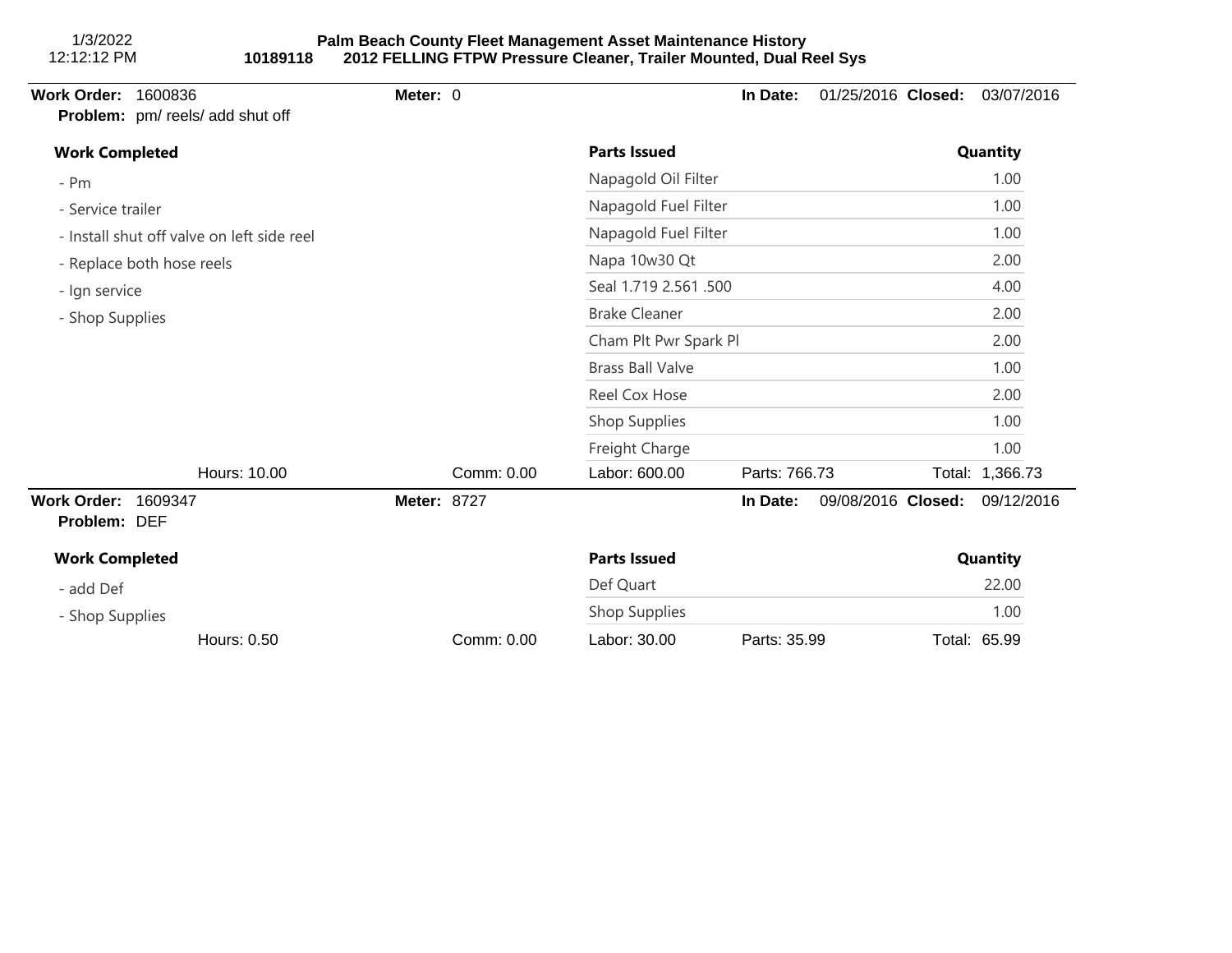**Work Order:** 1600836 **Meter:** 0 **In Date:** 01/25/2016 **Closed:** 03/07/2016
**Problem:** pm/ reels/ add shut off

| Work Completed | Parts Issued | Quantity |
|---|---|---|
| - Pm | Napagold Oil Filter | 1.00 |
| - Service trailer | Napagold Fuel Filter | 1.00 |
| - Install shut off valve on left side reel | Napagold Fuel Filter | 1.00 |
| - Replace both hose reels | Napa 10w30 Qt | 2.00 |
| - Ign service | Seal 1.719 2.561 .500 | 4.00 |
| - Shop Supplies | Brake Cleaner | 2.00 |
| | Cham Plt Pwr Spark Pl | 2.00 |
| | Brass Ball Valve | 1.00 |
| | Reel Cox Hose | 2.00 |
| | Shop Supplies | 1.00 |
| | Freight Charge | 1.00 |

Hours: 10.00 Comm: 0.00 Labor: 600.00 Parts: 766.73 Total: 1,366.73

---

**Work Order:** 1609347 **Meter:** 8727 **In Date:** 09/08/2016 **Closed:** 09/12/2016
**Problem:** DEF

| Work Completed | Parts Issued | Quantity |
|---|---|---|
| - add Def | Def Quart | 22.00 |
| - Shop Supplies | Shop Supplies | 1.00 |

Hours: 0.50 Comm: 0.00 Labor: 30.00 Parts: 35.99 Total: 65.99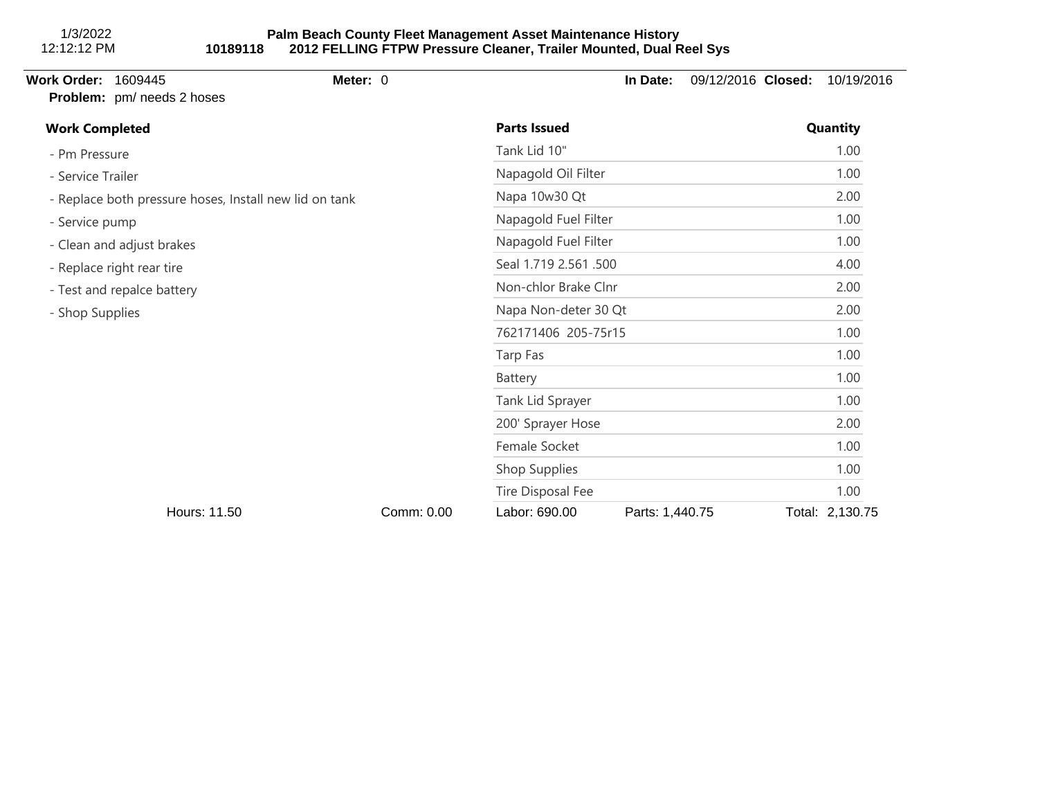1/3/2022
12:12:12 PM

**Palm Beach County Fleet Management Asset Maintenance History**
**10189118 2012 FELLING FTPW Pressure Cleaner, Trailer Mounted, Dual Reel Sys**

**Work Order:** 1609445 **Meter:** 0 **In Date:** 09/12/2016 **Closed:** 10/19/2016
**Problem:** pm/ needs 2 hoses

**Work Completed**

- Pm Pressure
- Service Trailer
- Replace both pressure hoses, Install new lid on tank
- Service pump
- Clean and adjust brakes
- Replace right rear tire
- Test and repalce battery
- Shop Supplies

| Parts Issued | Quantity |
|---|---|
| Tank Lid 10" | 1.00 |
| Napagold Oil Filter | 1.00 |
| Napa 10w30 Qt | 2.00 |
| Napagold Fuel Filter | 1.00 |
| Napagold Fuel Filter | 1.00 |
| Seal 1.719 2.561 .500 | 4.00 |
| Non-chlor Brake Clnr | 2.00 |
| Napa Non-deter 30 Qt | 2.00 |
| 762171406 205-75r15 | 1.00 |
| Tarp Fas | 1.00 |
| Battery | 1.00 |
| Tank Lid Sprayer | 1.00 |
| 200' Sprayer Hose | 2.00 |
| Female Socket | 1.00 |
| Shop Supplies | 1.00 |
| Tire Disposal Fee | 1.00 |

Hours: 11.50 Comm: 0.00 Labor: 690.00 Parts: 1,440.75 Total: 2,130.75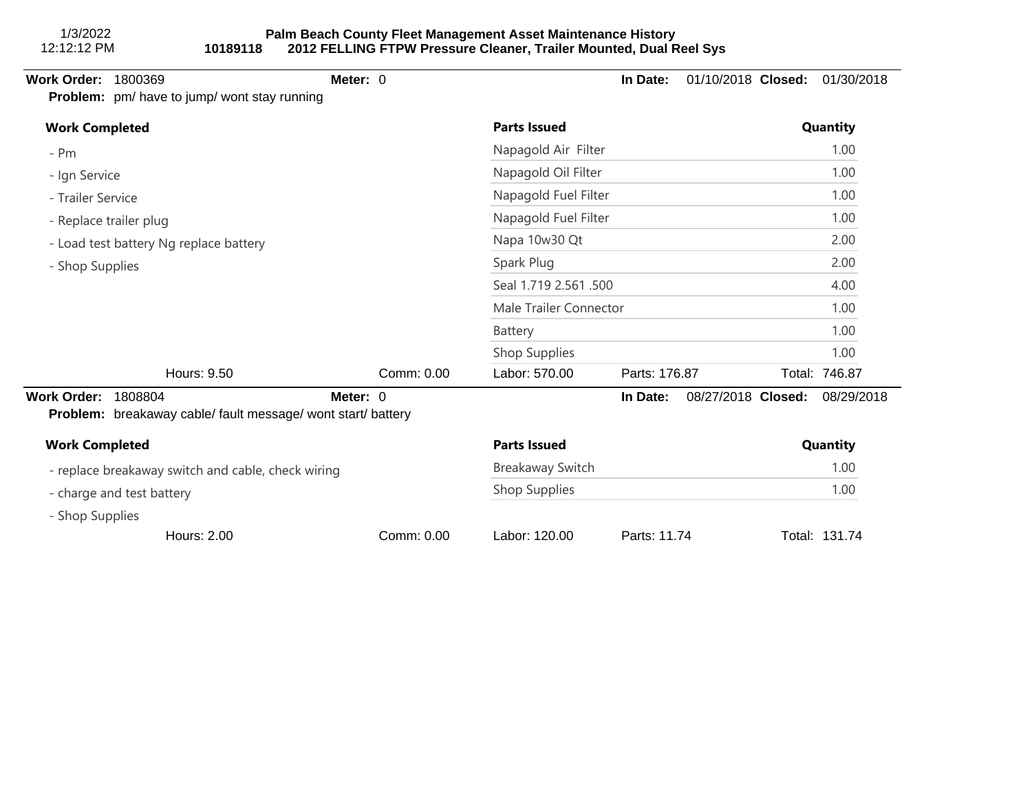**Work Order:** 1800369 **Meter:** 0 **In Date:** 01/10/2018 **Closed:** 01/30/2018

**Problem:** pm/ have to jump/ wont stay running

**Work Completed**

- Pm
- Ign Service
- Trailer Service
- Replace trailer plug
- Load test battery Ng replace battery
- Shop Supplies

| Parts Issued | Quantity |
|---|---|
| Napagold Air Filter | 1.00 |
| Napagold Oil Filter | 1.00 |
| Napagold Fuel Filter | 1.00 |
| Napagold Fuel Filter | 1.00 |
| Napa 10w30 Qt | 2.00 |
| Spark Plug | 2.00 |
| Seal 1.719 2.561 .500 | 4.00 |
| Male Trailer Connector | 1.00 |
| Battery | 1.00 |
| Shop Supplies | 1.00 |

Hours: 9.50 Comm: 0.00 Labor: 570.00 Parts: 176.87 Total: 746.87

---

**Work Order:** 1808804 **Meter:** 0 **In Date:** 08/27/2018 **Closed:** 08/29/2018

**Problem:** breakaway cable/ fault message/ wont start/ battery

**Work Completed**

- replace breakaway switch and cable, check wiring
- charge and test battery
- Shop Supplies

| Parts Issued | Quantity |
|---|---|
| Breakaway Switch | 1.00 |
| Shop Supplies | 1.00 |

Hours: 2.00 Comm: 0.00 Labor: 120.00 Parts: 11.74 Total: 131.74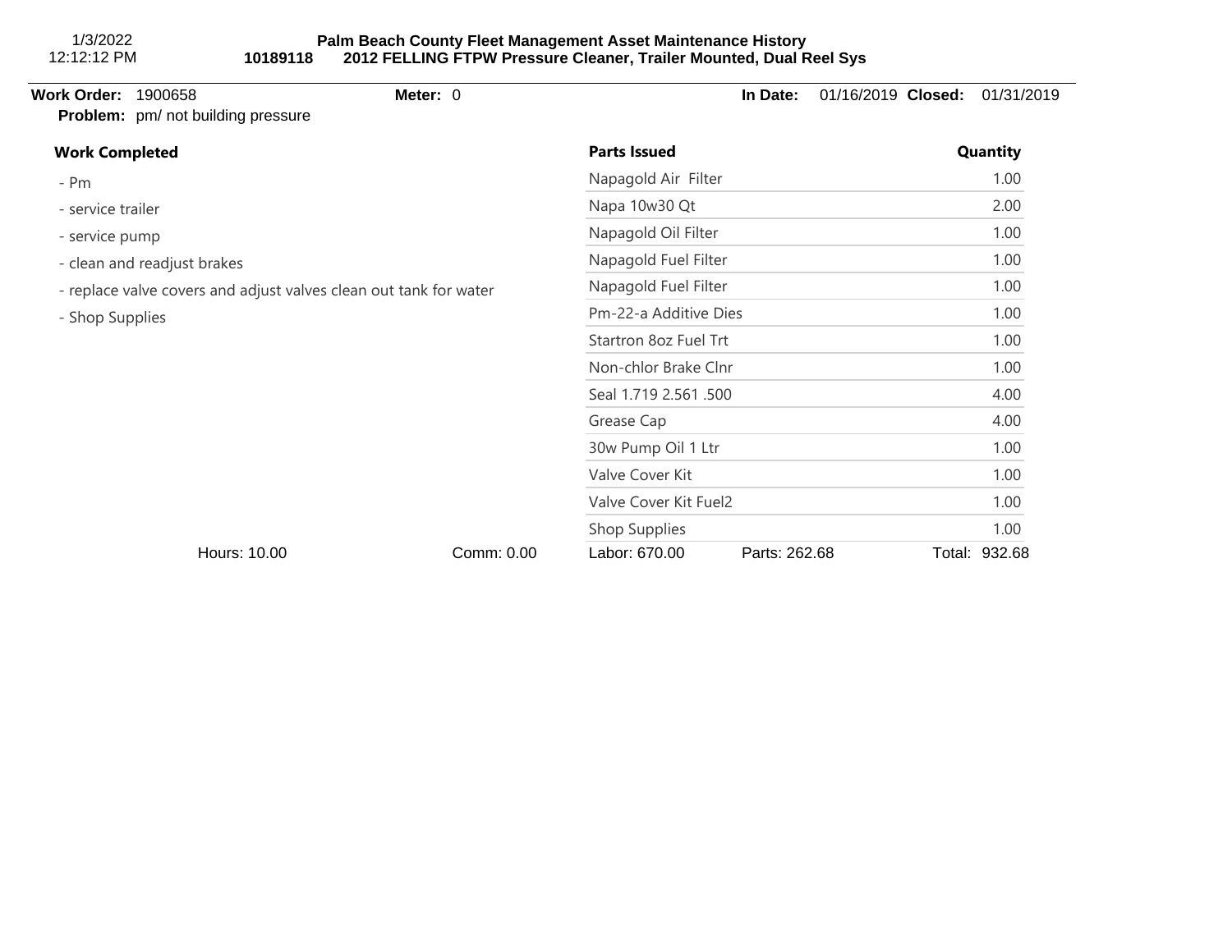**Palm Beach County Fleet Management Asset Maintenance History**
**10189118 2012 FELLING FTPW Pressure Cleaner, Trailer Mounted, Dual Reel Sys**

**Work Order:** 1900658 **Meter:** 0 **In Date:** 01/16/2019 **Closed:** 01/31/2019

**Problem:** pm/ not building pressure

| Work Completed | Parts Issued | Quantity |
|---|---|---|
| - Pm | Napagold Air Filter | 1.00 |
| - service trailer | Napa 10w30 Qt | 2.00 |
| - service pump | Napagold Oil Filter | 1.00 |
| - clean and readjust brakes | Napagold Fuel Filter | 1.00 |
| - replace valve covers and adjust valves clean out tank for water | Napagold Fuel Filter | 1.00 |
| - Shop Supplies | Pm-22-a Additive Dies | 1.00 |
| | Startron 8oz Fuel Trt | 1.00 |
| | Non-chlor Brake Clnr | 1.00 |
| | Seal 1.719 2.561 .500 | 4.00 |
| | Grease Cap | 4.00 |
| | 30w Pump Oil 1 Ltr | 1.00 |
| | Valve Cover Kit | 1.00 |
| | Valve Cover Kit Fuel2 | 1.00 |
| | Shop Supplies | 1.00 |

Hours: 10.00 Comm: 0.00 Labor: 670.00 Parts: 262.68 Total: 932.68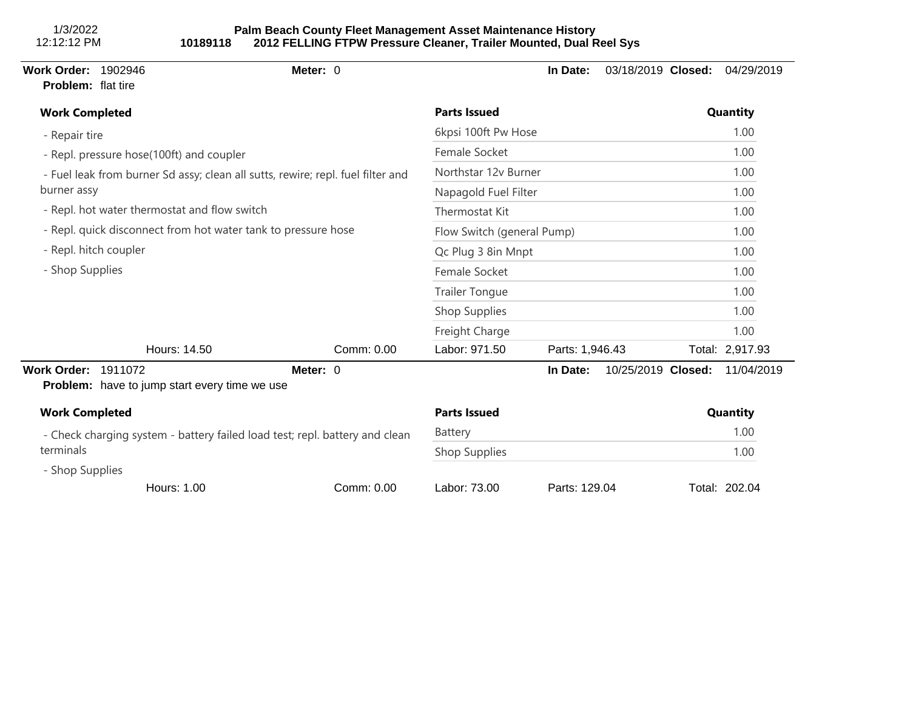**Palm Beach County Fleet Management Asset Maintenance History**
**10189118 2012 FELLING FTPW Pressure Cleaner, Trailer Mounted, Dual Reel Sys**

1/3/2022
12:12:12 PM

---

**Work Order:** 1902946 **Meter:** 0 **In Date:** 03/18/2019 **Closed:** 04/29/2019
**Problem:** flat tire

**Work Completed**

- Repair tire
- Repl. pressure hose(100ft) and coupler
- Fuel leak from burner Sd assy; clean all sutts, rewire; repl. fuel filter and burner assy
- Repl. hot water thermostat and flow switch
- Repl. quick disconnect from hot water tank to pressure hose
- Repl. hitch coupler
- Shop Supplies

| Parts Issued | Quantity |
|---|---|
| 6kpsi 100ft Pw Hose | 1.00 |
| Female Socket | 1.00 |
| Northstar 12v Burner | 1.00 |
| Napagold Fuel Filter | 1.00 |
| Thermostat Kit | 1.00 |
| Flow Switch (general Pump) | 1.00 |
| Qc Plug 3 8in Mnpt | 1.00 |
| Female Socket | 1.00 |
| Trailer Tongue | 1.00 |
| Shop Supplies | 1.00 |
| Freight Charge | 1.00 |

Hours: 14.50 Comm: 0.00 Labor: 971.50 Parts: 1,946.43 Total: 2,917.93

---

**Work Order:** 1911072 **Meter:** 0 **In Date:** 10/25/2019 **Closed:** 11/04/2019
**Problem:** have to jump start every time we use

**Work Completed**

- Check charging system - battery failed load test; repl. battery and clean terminals
- Shop Supplies

| Parts Issued | Quantity |
|---|---|
| Battery | 1.00 |
| Shop Supplies | 1.00 |

Hours: 1.00 Comm: 0.00 Labor: 73.00 Parts: 129.04 Total: 202.04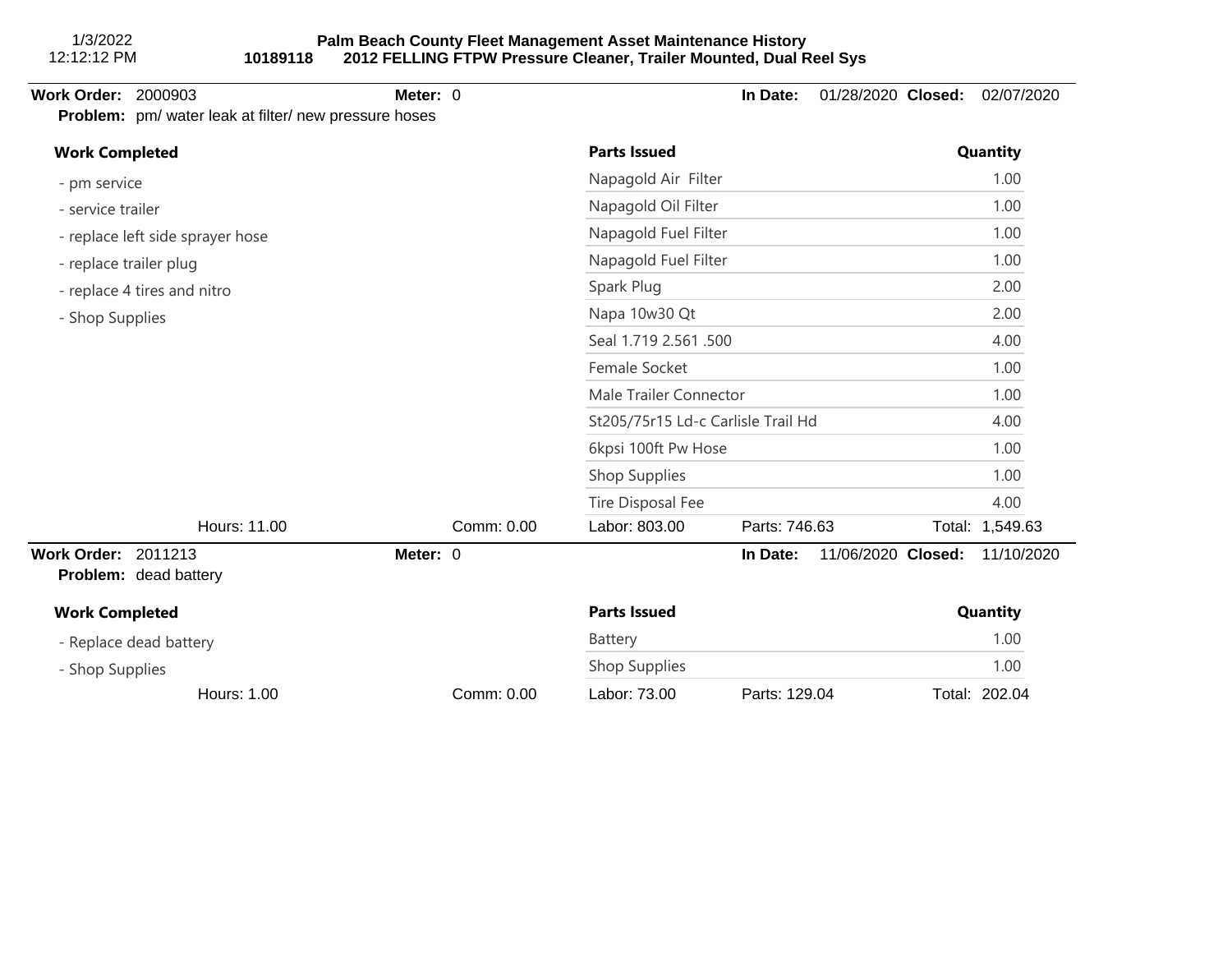1/3/2022
12:12:12 PM

**Palm Beach County Fleet Management Asset Maintenance History**
**10189118 2012 FELLING FTPW Pressure Cleaner, Trailer Mounted, Dual Reel Sys**

**Work Order:** 2000903 **Meter:** 0 **In Date:** 01/28/2020 **Closed:** 02/07/2020
**Problem:** pm/ water leak at filter/ new pressure hoses

| Work Completed | Parts Issued | Quantity |
|---|---|---|
| - pm service | Napagold Air Filter | 1.00 |
| - service trailer | Napagold Oil Filter | 1.00 |
| - replace left side sprayer hose | Napagold Fuel Filter | 1.00 |
| - replace trailer plug | Napagold Fuel Filter | 1.00 |
| - replace 4 tires and nitro | Spark Plug | 2.00 |
| - Shop Supplies | Napa 10w30 Qt | 2.00 |
| | Seal 1.719 2.561 .500 | 4.00 |
| | Female Socket | 1.00 |
| | Male Trailer Connector | 1.00 |
| | St205/75r15 Ld-c Carlisle Trail Hd | 4.00 |
| | 6kpsi 100ft Pw Hose | 1.00 |
| | Shop Supplies | 1.00 |
| | Tire Disposal Fee | 4.00 |

Hours: 11.00 Comm: 0.00 Labor: 803.00 Parts: 746.63 Total: 1,549.63

**Work Order:** 2011213 **Meter:** 0 **In Date:** 11/06/2020 **Closed:** 11/10/2020
**Problem:** dead battery

| Work Completed | Parts Issued | Quantity |
|---|---|---|
| - Replace dead battery | Battery | 1.00 |
| - Shop Supplies | Shop Supplies | 1.00 |

Hours: 1.00 Comm: 0.00 Labor: 73.00 Parts: 129.04 Total: 202.04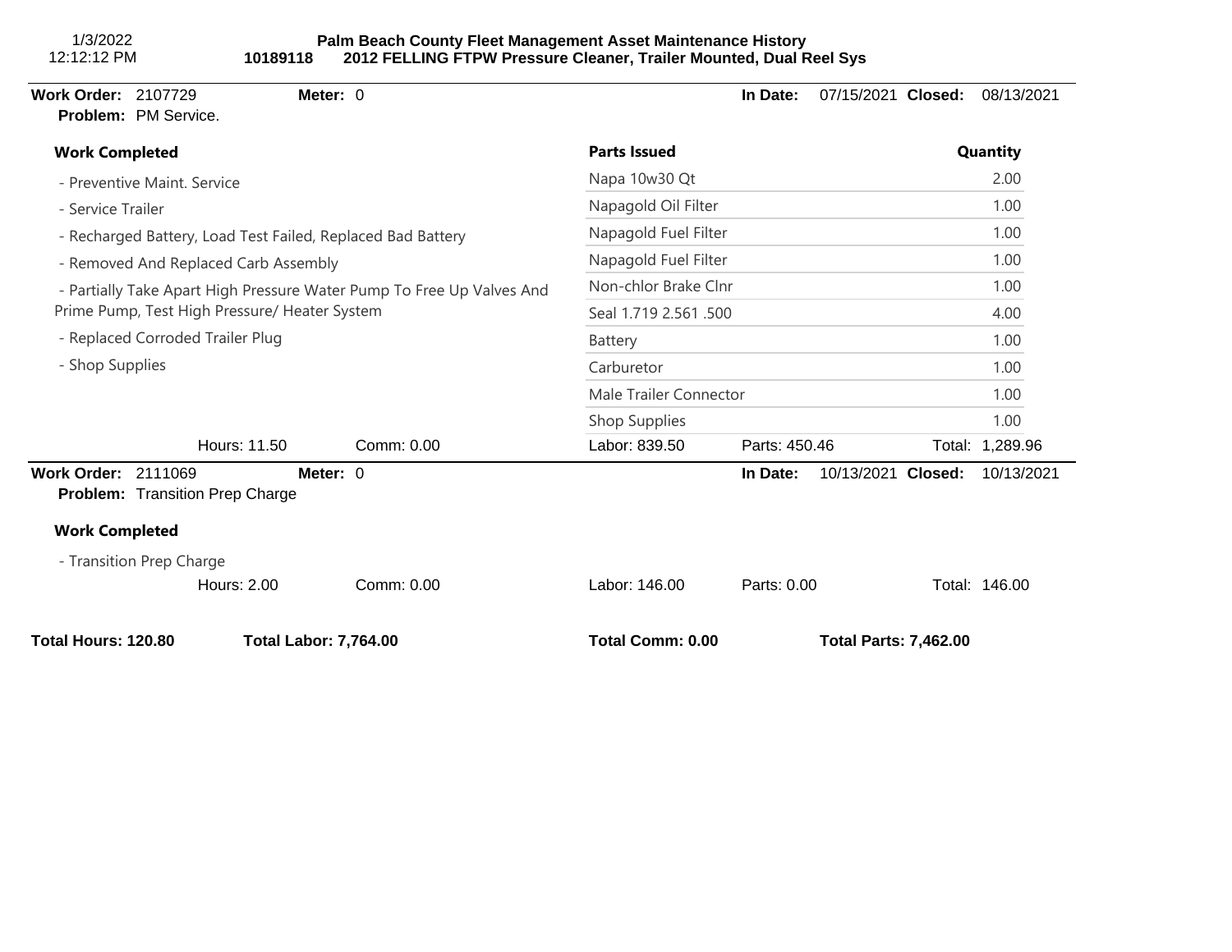**Work Order:** 2107729 **Meter:** 0 **In Date:** 07/15/2021 **Closed:** 08/13/2021

**Problem:** PM Service.

| Work Completed | Parts Issued | Quantity |
| --- | --- | --- |
| - Preventive Maint. Service | Napa 10w30 Qt | 2.00 |
| - Service Trailer | Napagold Oil Filter | 1.00 |
| - Recharged Battery, Load Test Failed, Replaced Bad Battery | Napagold Fuel Filter | 1.00 |
| - Removed And Replaced Carb Assembly | Napagold Fuel Filter | 1.00 |
| - Partially Take Apart High Pressure Water Pump To Free Up Valves And Prime Pump, Test High Pressure/ Heater System | Non-chlor Brake Clnr | 1.00 |
| - Replaced Corroded Trailer Plug | Seal 1.719 2.561 .500 | 4.00 |
| - Shop Supplies | Battery | 1.00 |
| | Carburetor | 1.00 |
| | Male Trailer Connector | 1.00 |
| | Shop Supplies | 1.00 |

Hours: 11.50 Comm: 0.00 Labor: 839.50 Parts: 450.46 Total: 1,289.96

**Work Order:** 2111069 **Meter:** 0 **In Date:** 10/13/2021 **Closed:** 10/13/2021

**Problem:** Transition Prep Charge

**Work Completed**

- Transition Prep Charge

Hours: 2.00 Comm: 0.00 Labor: 146.00 Parts: 0.00 Total: 146.00

**Total Hours: 120.80** **Total Labor: 7,764.00** **Total Comm: 0.00** **Total Parts: 7,462.00**